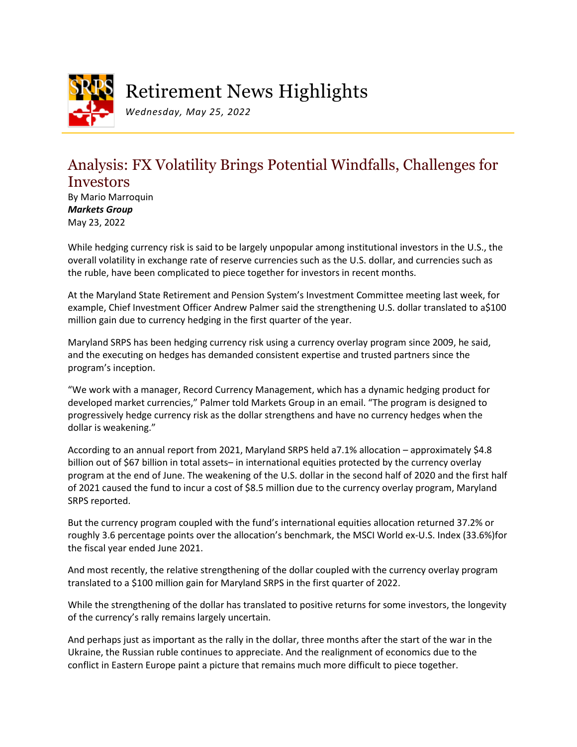# Retirement News Highlights

*Wednesday, May 25, 2022*

## Analysis: FX Volatility Brings Potential Windfalls, Challenges for Investors

By Mario Marroquin
***Markets Group***
May 23, 2022

While hedging currency risk is said to be largely unpopular among institutional investors in the U.S., the overall volatility in exchange rate of reserve currencies such as the U.S. dollar, and currencies such as the ruble, have been complicated to piece together for investors in recent months.

At the Maryland State Retirement and Pension System's Investment Committee meeting last week, for example, Chief Investment Officer Andrew Palmer said the strengthening U.S. dollar translated to a$100 million gain due to currency hedging in the first quarter of the year.

Maryland SRPS has been hedging currency risk using a currency overlay program since 2009, he said, and the executing on hedges has demanded consistent expertise and trusted partners since the program's inception.

"We work with a manager, Record Currency Management, which has a dynamic hedging product for developed market currencies," Palmer told Markets Group in an email. "The program is designed to progressively hedge currency risk as the dollar strengthens and have no currency hedges when the dollar is weakening."

According to an annual report from 2021, Maryland SRPS held a7.1% allocation – approximately $4.8 billion out of $67 billion in total assets– in international equities protected by the currency overlay program at the end of June. The weakening of the U.S. dollar in the second half of 2020 and the first half of 2021 caused the fund to incur a cost of $8.5 million due to the currency overlay program, Maryland SRPS reported.

But the currency program coupled with the fund's international equities allocation returned 37.2% or roughly 3.6 percentage points over the allocation's benchmark, the MSCI World ex-U.S. Index (33.6%)for the fiscal year ended June 2021.

And most recently, the relative strengthening of the dollar coupled with the currency overlay program translated to a $100 million gain for Maryland SRPS in the first quarter of 2022.

While the strengthening of the dollar has translated to positive returns for some investors, the longevity of the currency's rally remains largely uncertain.

And perhaps just as important as the rally in the dollar, three months after the start of the war in the Ukraine, the Russian ruble continues to appreciate. And the realignment of economics due to the conflict in Eastern Europe paint a picture that remains much more difficult to piece together.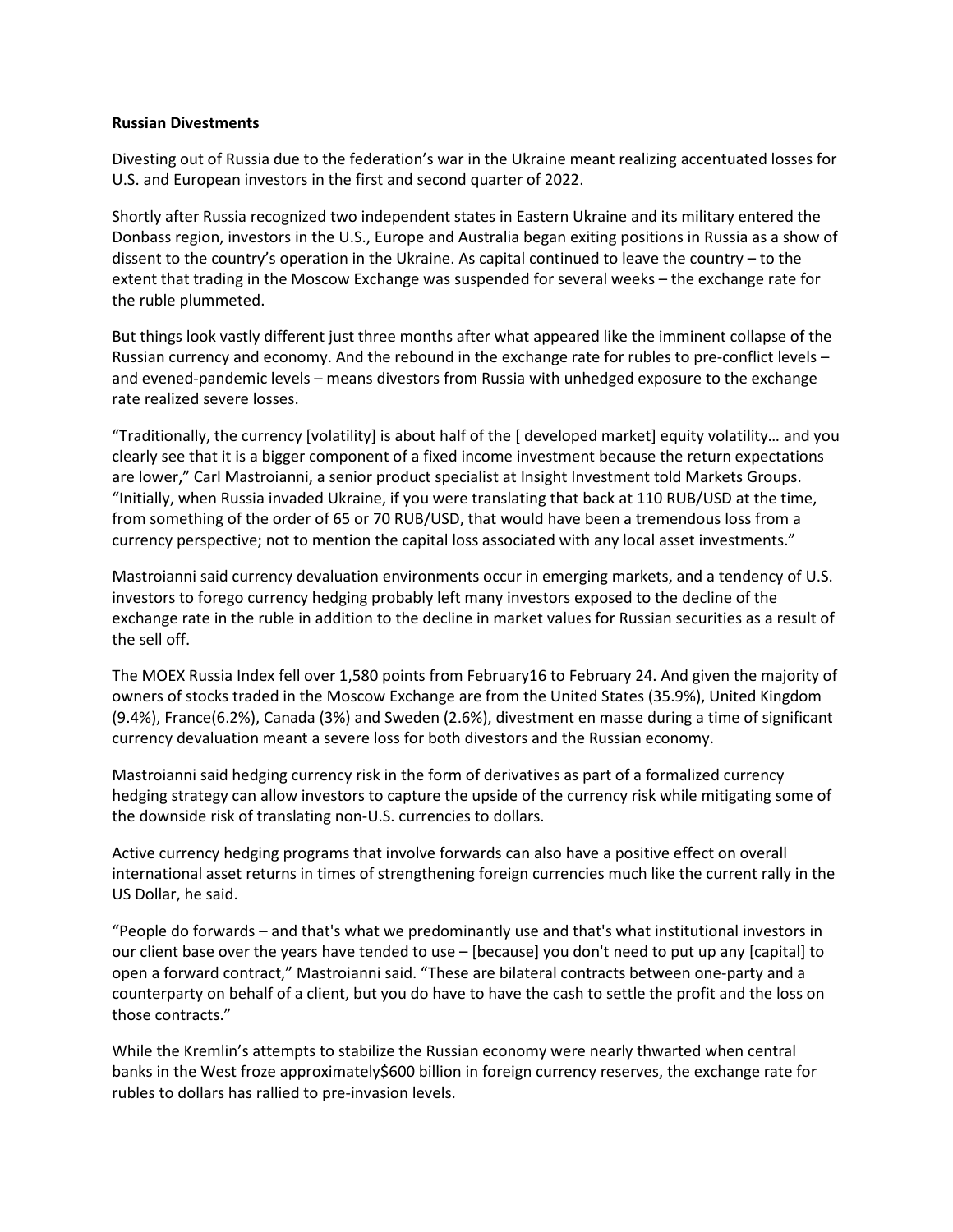**Russian Divestments**

Divesting out of Russia due to the federation's war in the Ukraine meant realizing accentuated losses for U.S. and European investors in the first and second quarter of 2022.

Shortly after Russia recognized two independent states in Eastern Ukraine and its military entered the Donbass region, investors in the U.S., Europe and Australia began exiting positions in Russia as a show of dissent to the country's operation in the Ukraine. As capital continued to leave the country – to the extent that trading in the Moscow Exchange was suspended for several weeks – the exchange rate for the ruble plummeted.

But things look vastly different just three months after what appeared like the imminent collapse of the Russian currency and economy. And the rebound in the exchange rate for rubles to pre-conflict levels – and evened-pandemic levels – means divestors from Russia with unhedged exposure to the exchange rate realized severe losses.

"Traditionally, the currency [volatility] is about half of the [ developed market] equity volatility… and you clearly see that it is a bigger component of a fixed income investment because the return expectations are lower," Carl Mastroianni, a senior product specialist at Insight Investment told Markets Groups. "Initially, when Russia invaded Ukraine, if you were translating that back at 110 RUB/USD at the time, from something of the order of 65 or 70 RUB/USD, that would have been a tremendous loss from a currency perspective; not to mention the capital loss associated with any local asset investments."

Mastroianni said currency devaluation environments occur in emerging markets, and a tendency of U.S. investors to forego currency hedging probably left many investors exposed to the decline of the exchange rate in the ruble in addition to the decline in market values for Russian securities as a result of the sell off.

The MOEX Russia Index fell over 1,580 points from February16 to February 24. And given the majority of owners of stocks traded in the Moscow Exchange are from the United States (35.9%), United Kingdom (9.4%), France(6.2%), Canada (3%) and Sweden (2.6%), divestment en masse during a time of significant currency devaluation meant a severe loss for both divestors and the Russian economy.

Mastroianni said hedging currency risk in the form of derivatives as part of a formalized currency hedging strategy can allow investors to capture the upside of the currency risk while mitigating some of the downside risk of translating non-U.S. currencies to dollars.

Active currency hedging programs that involve forwards can also have a positive effect on overall international asset returns in times of strengthening foreign currencies much like the current rally in the US Dollar, he said.

"People do forwards – and that's what we predominantly use and that's what institutional investors in our client base over the years have tended to use – [because] you don't need to put up any [capital] to open a forward contract," Mastroianni said. "These are bilateral contracts between one-party and a counterparty on behalf of a client, but you do have to have the cash to settle the profit and the loss on those contracts."

While the Kremlin's attempts to stabilize the Russian economy were nearly thwarted when central banks in the West froze approximately$600 billion in foreign currency reserves, the exchange rate for rubles to dollars has rallied to pre-invasion levels.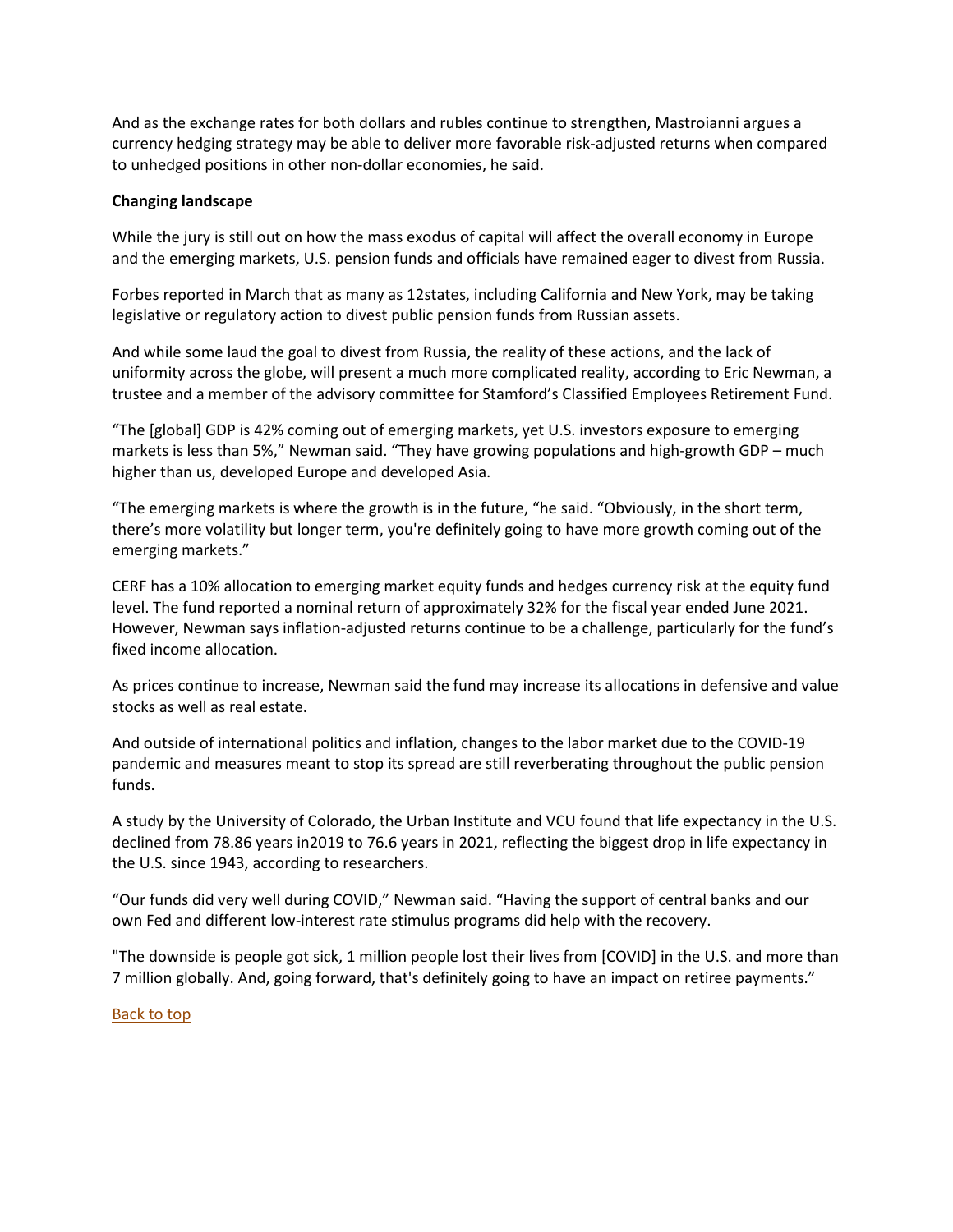And as the exchange rates for both dollars and rubles continue to strengthen, Mastroianni argues a currency hedging strategy may be able to deliver more favorable risk-adjusted returns when compared to unhedged positions in other non-dollar economies, he said.

**Changing landscape**

While the jury is still out on how the mass exodus of capital will affect the overall economy in Europe and the emerging markets, U.S. pension funds and officials have remained eager to divest from Russia.

Forbes reported in March that as many as 12states, including California and New York, may be taking legislative or regulatory action to divest public pension funds from Russian assets.

And while some laud the goal to divest from Russia, the reality of these actions, and the lack of uniformity across the globe, will present a much more complicated reality, according to Eric Newman, a trustee and a member of the advisory committee for Stamford's Classified Employees Retirement Fund.

"The [global] GDP is 42% coming out of emerging markets, yet U.S. investors exposure to emerging markets is less than 5%," Newman said. "They have growing populations and high-growth GDP – much higher than us, developed Europe and developed Asia.

"The emerging markets is where the growth is in the future, "he said. "Obviously, in the short term, there's more volatility but longer term, you're definitely going to have more growth coming out of the emerging markets."

CERF has a 10% allocation to emerging market equity funds and hedges currency risk at the equity fund level. The fund reported a nominal return of approximately 32% for the fiscal year ended June 2021. However, Newman says inflation-adjusted returns continue to be a challenge, particularly for the fund's fixed income allocation.

As prices continue to increase, Newman said the fund may increase its allocations in defensive and value stocks as well as real estate.

And outside of international politics and inflation, changes to the labor market due to the COVID-19 pandemic and measures meant to stop its spread are still reverberating throughout the public pension funds.

A study by the University of Colorado, the Urban Institute and VCU found that life expectancy in the U.S. declined from 78.86 years in2019 to 76.6 years in 2021, reflecting the biggest drop in life expectancy in the U.S. since 1943, according to researchers.

"Our funds did very well during COVID," Newman said. "Having the support of central banks and our own Fed and different low-interest rate stimulus programs did help with the recovery.

"The downside is people got sick, 1 million people lost their lives from [COVID] in the U.S. and more than 7 million globally. And, going forward, that's definitely going to have an impact on retiree payments."

Back to top